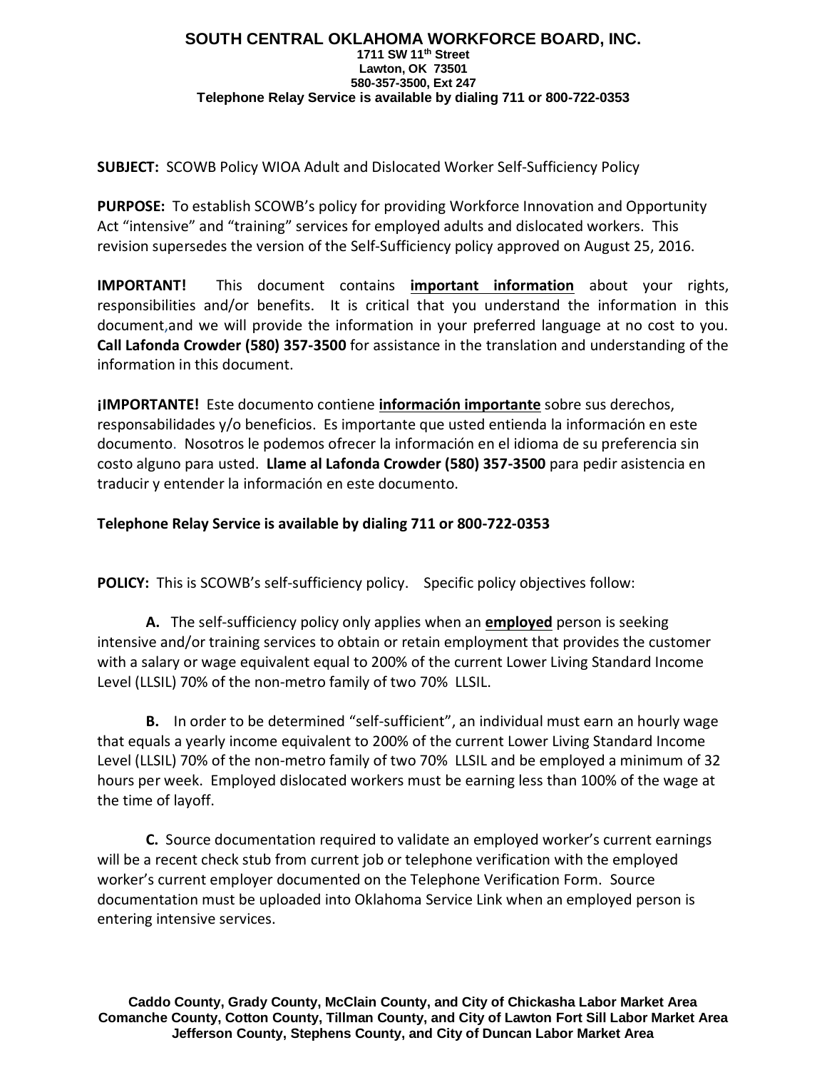**SOUTH CENTRAL OKLAHOMA WORKFORCE BOARD, INC.**
**1711 SW 11th Street**
**Lawton, OK 73501**
**580-357-3500, Ext 247**
**Telephone Relay Service is available by dialing 711 or 800-722-0353**

**SUBJECT:** SCOWB Policy WIOA Adult and Dislocated Worker Self-Sufficiency Policy

**PURPOSE:** To establish SCOWB's policy for providing Workforce Innovation and Opportunity Act "intensive" and "training" services for employed adults and dislocated workers. This revision supersedes the version of the Self-Sufficiency policy approved on August 25, 2016.

**IMPORTANT!** This document contains **important information** about your rights, responsibilities and/or benefits. It is critical that you understand the information in this document,and we will provide the information in your preferred language at no cost to you. **Call Lafonda Crowder (580) 357-3500** for assistance in the translation and understanding of the information in this document.

**¡IMPORTANTE!** Este documento contiene **información importante** sobre sus derechos, responsabilidades y/o beneficios. Es importante que usted entienda la información en este documento. Nosotros le podemos ofrecer la información en el idioma de su preferencia sin costo alguno para usted. **Llame al Lafonda Crowder (580) 357-3500** para pedir asistencia en traducir y entender la información en este documento.

**Telephone Relay Service is available by dialing 711 or 800-722-0353**

**POLICY:** This is SCOWB's self-sufficiency policy. Specific policy objectives follow:

**A.** The self-sufficiency policy only applies when an **employed** person is seeking intensive and/or training services to obtain or retain employment that provides the customer with a salary or wage equivalent equal to 200% of the current Lower Living Standard Income Level (LLSIL) 70% of the non-metro family of two 70% LLSIL.

**B.** In order to be determined "self-sufficient", an individual must earn an hourly wage that equals a yearly income equivalent to 200% of the current Lower Living Standard Income Level (LLSIL) 70% of the non-metro family of two 70% LLSIL and be employed a minimum of 32 hours per week. Employed dislocated workers must be earning less than 100% of the wage at the time of layoff.

**C.** Source documentation required to validate an employed worker's current earnings will be a recent check stub from current job or telephone verification with the employed worker's current employer documented on the Telephone Verification Form. Source documentation must be uploaded into Oklahoma Service Link when an employed person is entering intensive services.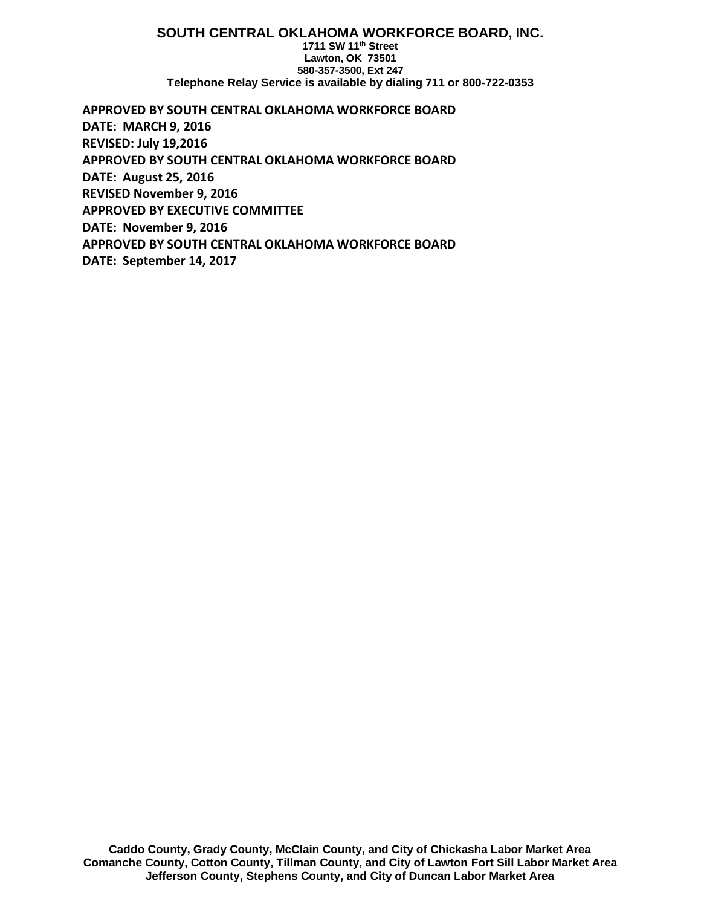**SOUTH CENTRAL OKLAHOMA WORKFORCE BOARD, INC.**
**1711 SW 11th Street**
**Lawton, OK 73501**
**580-357-3500, Ext 247**
**Telephone Relay Service is available by dialing 711 or 800-722-0353**

**APPROVED BY SOUTH CENTRAL OKLAHOMA WORKFORCE BOARD**
**DATE: MARCH 9, 2016**
**REVISED: July 19,2016**
**APPROVED BY SOUTH CENTRAL OKLAHOMA WORKFORCE BOARD**
**DATE: August 25, 2016**
**REVISED November 9, 2016**
**APPROVED BY EXECUTIVE COMMITTEE**
**DATE: November 9, 2016**
**APPROVED BY SOUTH CENTRAL OKLAHOMA WORKFORCE BOARD**
**DATE: September 14, 2017**

**Caddo County, Grady County, McClain County, and City of Chickasha Labor Market Area**
**Comanche County, Cotton County, Tillman County, and City of Lawton Fort Sill Labor Market Area**
**Jefferson County, Stephens County, and City of Duncan Labor Market Area**